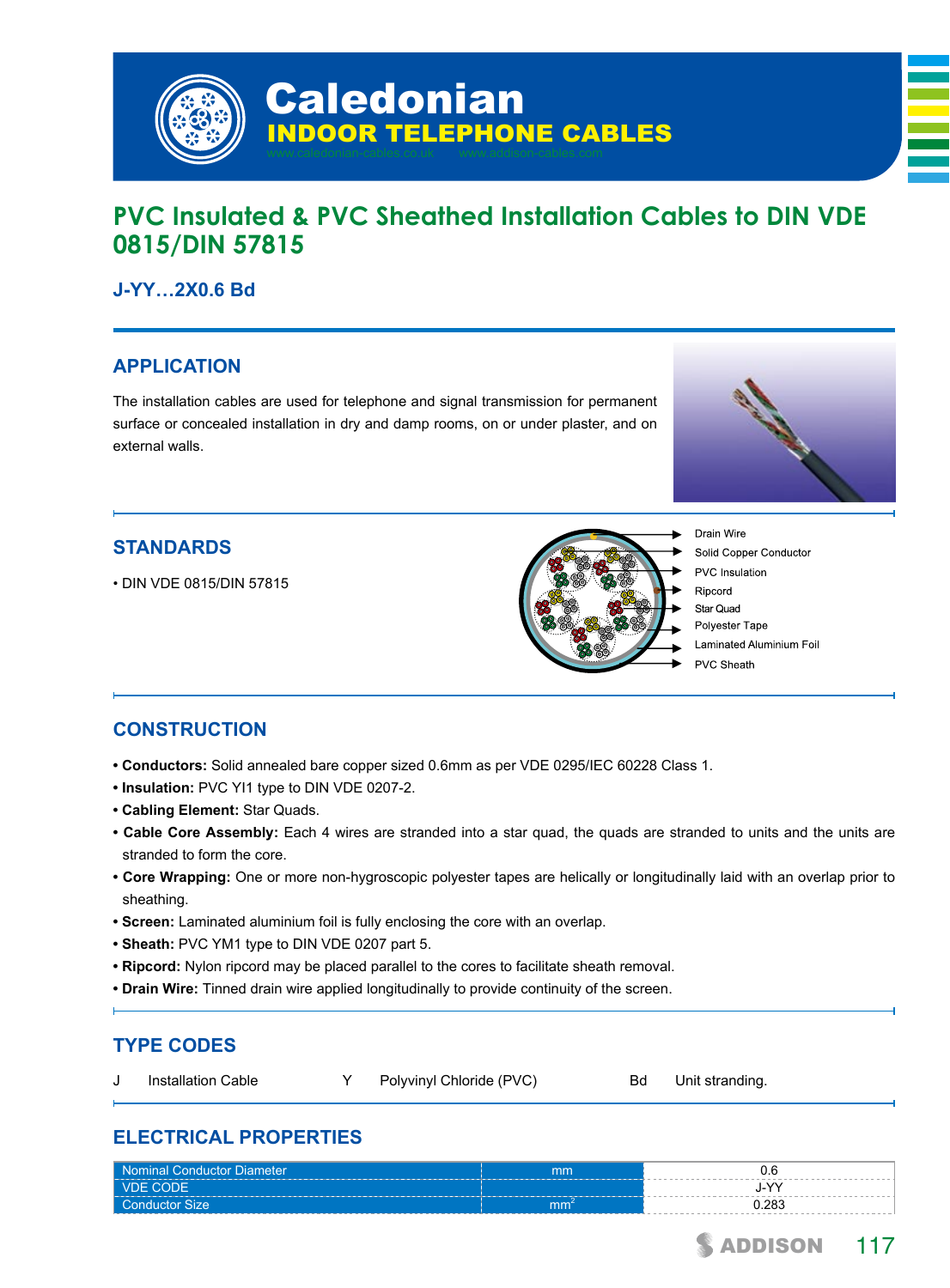# Caledonian

## INDOOR TELEPHONE CABLES

www.caledonian-cables.co.uk www.addison-cables.com

# PVC Insulated & PVC Sheathed Installation Cables to DIN VDE 0815/DIN 57815

### J-YY…2X0.6 Bd

## APPLICATION

The installation cables are used for telephone and signal transmission for permanent surface or concealed installation in dry and damp rooms, on or under plaster, and on external walls.

## STANDARDS

• DIN VDE 0815/DIN 57815

Drain Wire
Solid Copper Conductor
PVC Insulation
Ripcord
Star Quad
Polyester Tape
Laminated Aluminium Foil
PVC Sheath

## CONSTRUCTION

- **Conductors:** Solid annealed bare copper sized 0.6mm as per VDE 0295/IEC 60228 Class 1.
- **Insulation:** PVC YI1 type to DIN VDE 0207-2.
- **Cabling Element:** Star Quads.
- **Cable Core Assembly:** Each 4 wires are stranded into a star quad, the quads are stranded to units and the units are stranded to form the core.
- **Core Wrapping:** One or more non-hygroscopic polyester tapes are helically or longitudinally laid with an overlap prior to sheathing.
- **Screen:** Laminated aluminium foil is fully enclosing the core with an overlap.
- **Sheath:** PVC YM1 type to DIN VDE 0207 part 5.
- **Ripcord:** Nylon ripcord may be placed parallel to the cores to facilitate sheath removal.
- **Drain Wire:** Tinned drain wire applied longitudinally to provide continuity of the screen.

## TYPE CODES

| | | | | | |
|---|---|---|---|---|---|
| J | Installation Cable | Y | Polyvinyl Chloride (PVC) | Bd | Unit stranding. |

## ELECTRICAL PROPERTIES

| | | |
|---|---|---|
| Nominal Conductor Diameter | mm | 0.6 |
| VDE CODE | | J-YY |
| Conductor Size | $mm^2$ | 0.283 |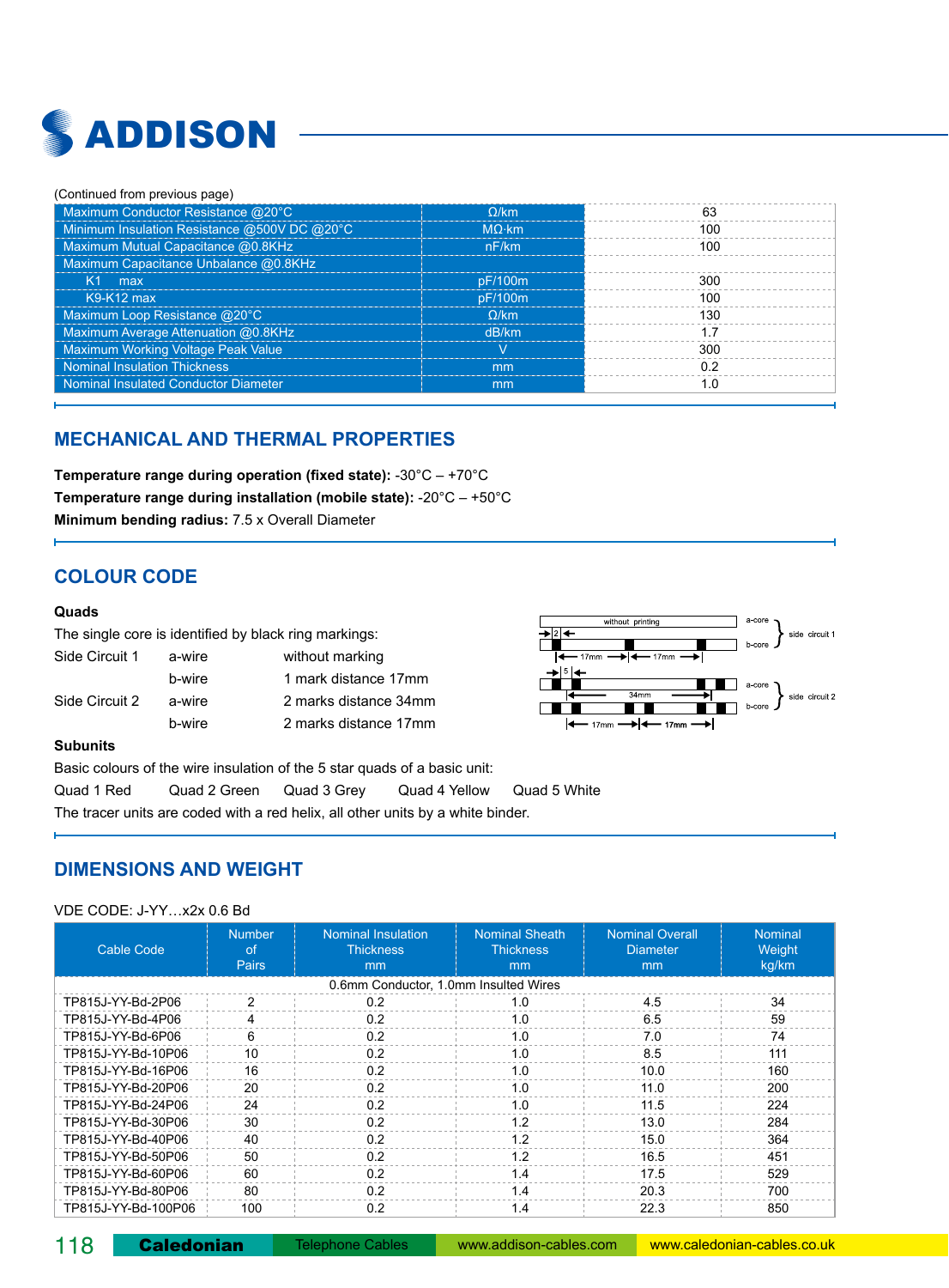(Continued from previous page)

| | | |
|---|---|---|
| Maximum Conductor Resistance @20°C | Ω/km | 63 |
| Minimum Insulation Resistance @500V DC @20°C | MΩ·km | 100 |
| Maximum Mutual Capacitance @0.8KHz | nF/km | 100 |
| Maximum Capacitance Unbalance @0.8KHz | | |
| K1 max | pF/100m | 300 |
| K9-K12 max | pF/100m | 100 |
| Maximum Loop Resistance @20°C | Ω/km | 130 |
| Maximum Average Attenuation @0.8KHz | dB/km | 1.7 |
| Maximum Working Voltage Peak Value | V | 300 |
| Nominal Insulation Thickness | mm | 0.2 |
| Nominal Insulated Conductor Diameter | mm | 1.0 |

## MECHANICAL AND THERMAL PROPERTIES

**Temperature range during operation (fixed state):** -30°C – +70°C

**Temperature range during installation (mobile state):** -20°C – +50°C

**Minimum bending radius:** 7.5 x Overall Diameter

## COLOUR CODE

**Quads**

The single core is identified by black ring markings:

| | | |
|---|---|---|
| Side Circuit 1 | a-wire | without marking |
| | b-wire | 1 mark distance 17mm |
| Side Circuit 2 | a-wire | 2 marks distance 34mm |
| | b-wire | 2 marks distance 17mm |

without printing
2
17mm
17mm
a-core
b-core
side circuit 1
5
34mm
a-core
b-core
side circuit 2
17mm
17mm

**Subunits**

Basic colours of the wire insulation of the 5 star quads of a basic unit:

Quad 1 Red Quad 2 Green Quad 3 Grey Quad 4 Yellow Quad 5 White

The tracer units are coded with a red helix, all other units by a white binder.

## DIMENSIONS AND WEIGHT

VDE CODE: J-YY…x2x 0.6 Bd

| Cable Code | Number of Pairs | Nominal Insulation Thickness mm | Nominal Sheath Thickness mm | Nominal Overall Diameter mm | Nominal Weight kg/km |
|---|---|---|---|---|---|
| 0.6mm Conductor, 1.0mm Insulted Wires | | | | | |
| TP815J-YY-Bd-2P06 | 2 | 0.2 | 1.0 | 4.5 | 34 |
| TP815J-YY-Bd-4P06 | 4 | 0.2 | 1.0 | 6.5 | 59 |
| TP815J-YY-Bd-6P06 | 6 | 0.2 | 1.0 | 7.0 | 74 |
| TP815J-YY-Bd-10P06 | 10 | 0.2 | 1.0 | 8.5 | 111 |
| TP815J-YY-Bd-16P06 | 16 | 0.2 | 1.0 | 10.0 | 160 |
| TP815J-YY-Bd-20P06 | 20 | 0.2 | 1.0 | 11.0 | 200 |
| TP815J-YY-Bd-24P06 | 24 | 0.2 | 1.0 | 11.5 | 224 |
| TP815J-YY-Bd-30P06 | 30 | 0.2 | 1.2 | 13.0 | 284 |
| TP815J-YY-Bd-40P06 | 40 | 0.2 | 1.2 | 15.0 | 364 |
| TP815J-YY-Bd-50P06 | 50 | 0.2 | 1.2 | 16.5 | 451 |
| TP815J-YY-Bd-60P06 | 60 | 0.2 | 1.4 | 17.5 | 529 |
| TP815J-YY-Bd-80P06 | 80 | 0.2 | 1.4 | 20.3 | 700 |
| TP815J-YY-Bd-100P06 | 100 | 0.2 | 1.4 | 22.3 | 850 |